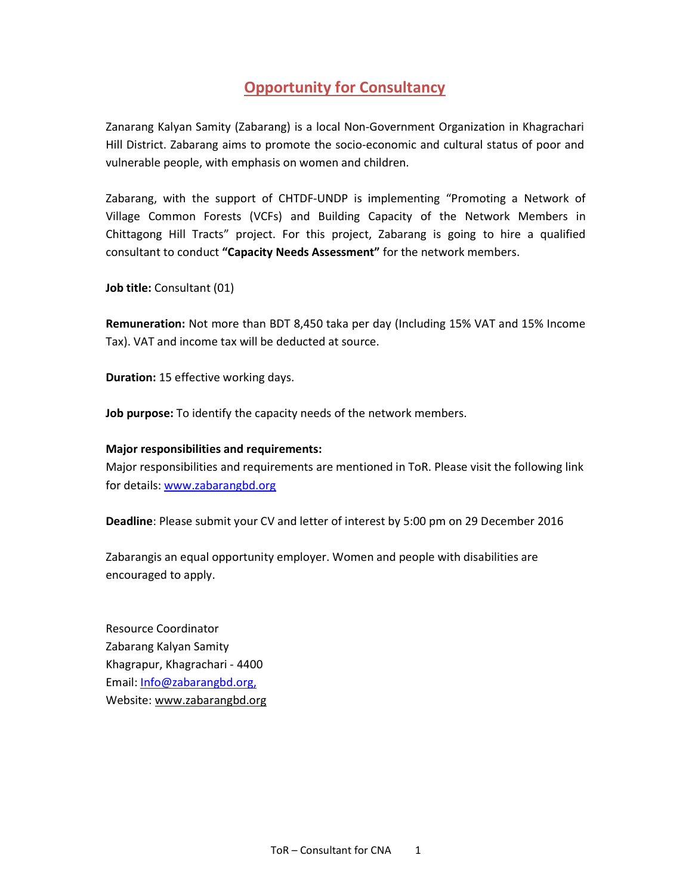# Opportunity for Consultancy

Zanarang Kalyan Samity (Zabarang) is a local Non-Government Organization in Khagrachari Hill District. Zabarang aims to promote the socio-economic and cultural status of poor and vulnerable people, with emphasis on women and children.

Zabarang, with the support of CHTDF-UNDP is implementing "Promoting a Network of Village Common Forests (VCFs) and Building Capacity of the Network Members in Chittagong Hill Tracts" project. For this project, Zabarang is going to hire a qualified consultant to conduct **"Capacity Needs Assessment"** for the network members.

**Job title:** Consultant (01)

**Remuneration:** Not more than BDT 8,450 taka per day (Including 15% VAT and 15% Income Tax). VAT and income tax will be deducted at source.

**Duration:** 15 effective working days.

**Job purpose:** To identify the capacity needs of the network members.

**Major responsibilities and requirements:**
Major responsibilities and requirements are mentioned in ToR. Please visit the following link for details: www.zabarangbd.org

**Deadline**: Please submit your CV and letter of interest by 5:00 pm on 29 December 2016

Zabarangis an equal opportunity employer. Women and people with disabilities are encouraged to apply.

Resource Coordinator
Zabarang Kalyan Samity
Khagrapur, Khagrachari - 4400
Email: Info@zabarangbd.org,
Website: www.zabarangbd.org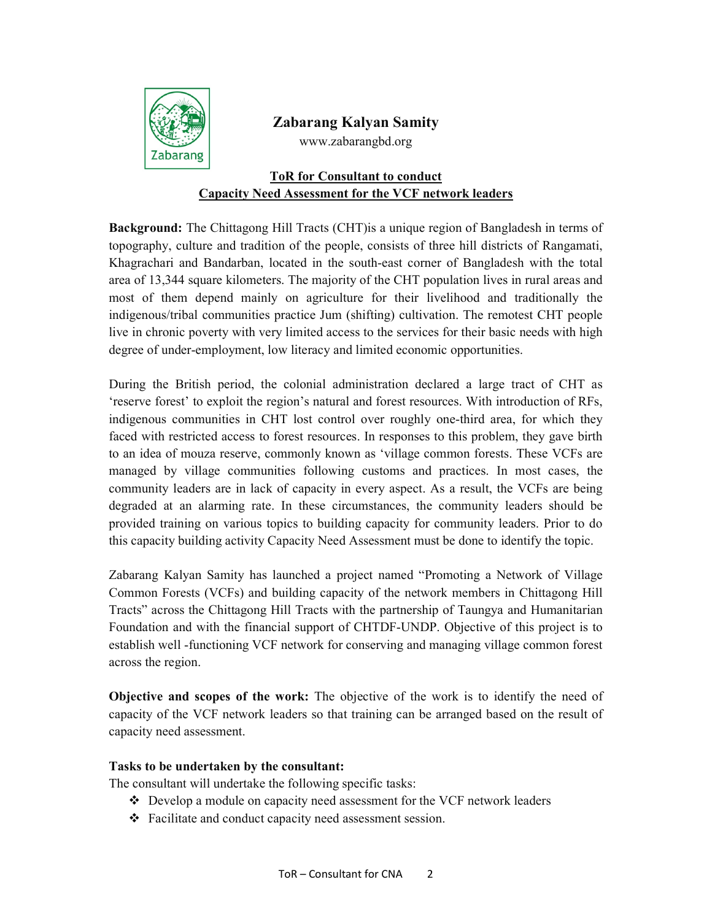**Zabarang Kalyan Samity**

www.zabarangbd.org

**ToR for Consultant to conduct**
**Capacity Need Assessment for the VCF network leaders**

**Background:** The Chittagong Hill Tracts (CHT)is a unique region of Bangladesh in terms of topography, culture and tradition of the people, consists of three hill districts of Rangamati, Khagrachari and Bandarban, located in the south-east corner of Bangladesh with the total area of 13,344 square kilometers. The majority of the CHT population lives in rural areas and most of them depend mainly on agriculture for their livelihood and traditionally the indigenous/tribal communities practice Jum (shifting) cultivation. The remotest CHT people live in chronic poverty with very limited access to the services for their basic needs with high degree of under-employment, low literacy and limited economic opportunities.

During the British period, the colonial administration declared a large tract of CHT as 'reserve forest' to exploit the region's natural and forest resources. With introduction of RFs, indigenous communities in CHT lost control over roughly one-third area, for which they faced with restricted access to forest resources. In responses to this problem, they gave birth to an idea of mouza reserve, commonly known as 'village common forests. These VCFs are managed by village communities following customs and practices. In most cases, the community leaders are in lack of capacity in every aspect. As a result, the VCFs are being degraded at an alarming rate. In these circumstances, the community leaders should be provided training on various topics to building capacity for community leaders. Prior to do this capacity building activity Capacity Need Assessment must be done to identify the topic.

Zabarang Kalyan Samity has launched a project named "Promoting a Network of Village Common Forests (VCFs) and building capacity of the network members in Chittagong Hill Tracts" across the Chittagong Hill Tracts with the partnership of Taungya and Humanitarian Foundation and with the financial support of CHTDF-UNDP. Objective of this project is to establish well -functioning VCF network for conserving and managing village common forest across the region.

**Objective and scopes of the work:** The objective of the work is to identify the need of capacity of the VCF network leaders so that training can be arranged based on the result of capacity need assessment.

**Tasks to be undertaken by the consultant:**

The consultant will undertake the following specific tasks:

- Develop a module on capacity need assessment for the VCF network leaders
- Facilitate and conduct capacity need assessment session.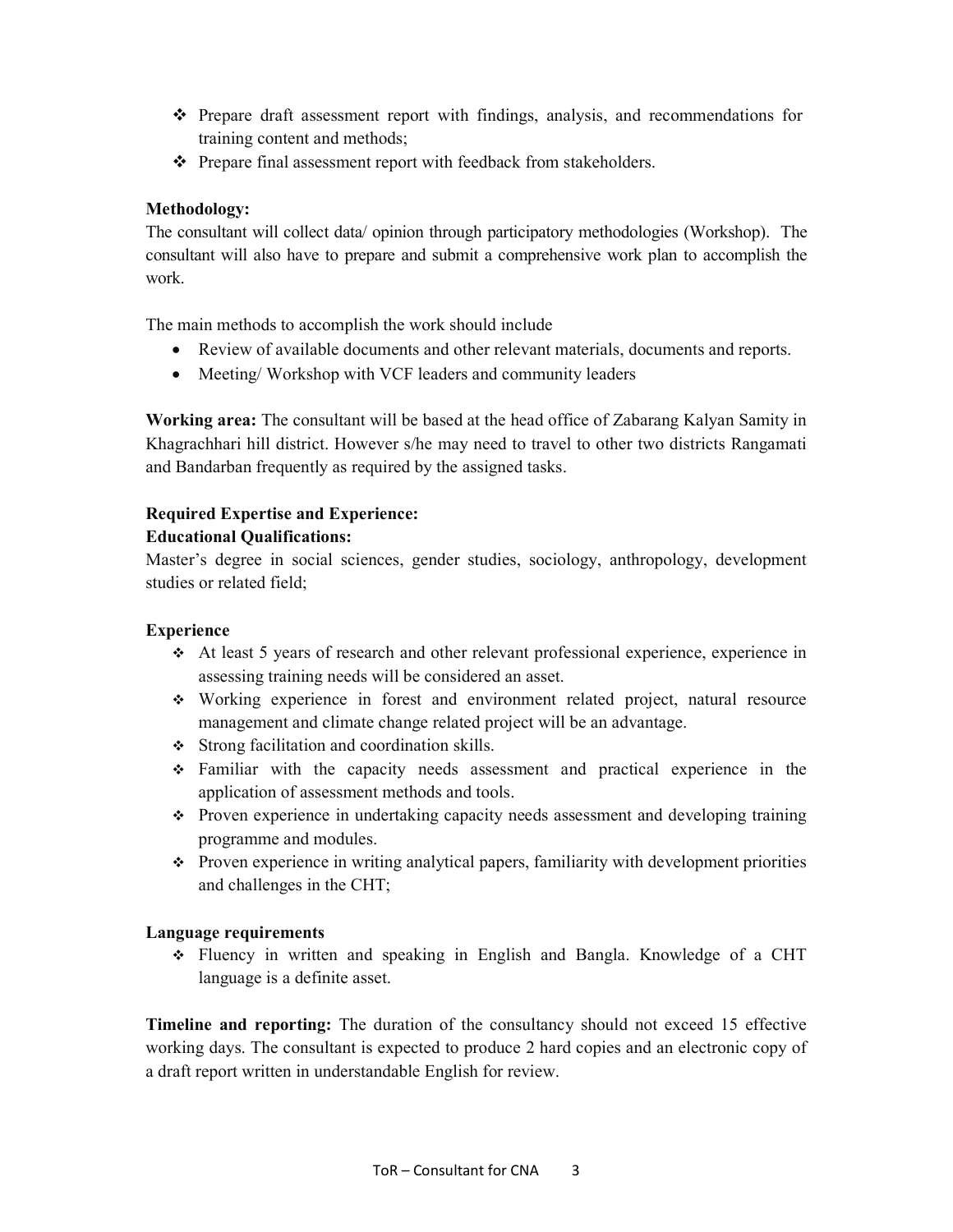- Prepare draft assessment report with findings, analysis, and recommendations for training content and methods;
- Prepare final assessment report with feedback from stakeholders.

**Methodology:**
The consultant will collect data/ opinion through participatory methodologies (Workshop). The consultant will also have to prepare and submit a comprehensive work plan to accomplish the work.

The main methods to accomplish the work should include

- Review of available documents and other relevant materials, documents and reports.
- Meeting/ Workshop with VCF leaders and community leaders

**Working area:** The consultant will be based at the head office of Zabarang Kalyan Samity in Khagrachhari hill district. However s/he may need to travel to other two districts Rangamati and Bandarban frequently as required by the assigned tasks.

**Required Expertise and Experience:**

**Educational Qualifications:**
Master's degree in social sciences, gender studies, sociology, anthropology, development studies or related field;

**Experience**

- At least 5 years of research and other relevant professional experience, experience in assessing training needs will be considered an asset.
- Working experience in forest and environment related project, natural resource management and climate change related project will be an advantage.
- Strong facilitation and coordination skills.
- Familiar with the capacity needs assessment and practical experience in the application of assessment methods and tools.
- Proven experience in undertaking capacity needs assessment and developing training programme and modules.
- Proven experience in writing analytical papers, familiarity with development priorities and challenges in the CHT;

**Language requirements**

- Fluency in written and speaking in English and Bangla. Knowledge of a CHT language is a definite asset.

**Timeline and reporting:** The duration of the consultancy should not exceed 15 effective working days. The consultant is expected to produce 2 hard copies and an electronic copy of a draft report written in understandable English for review.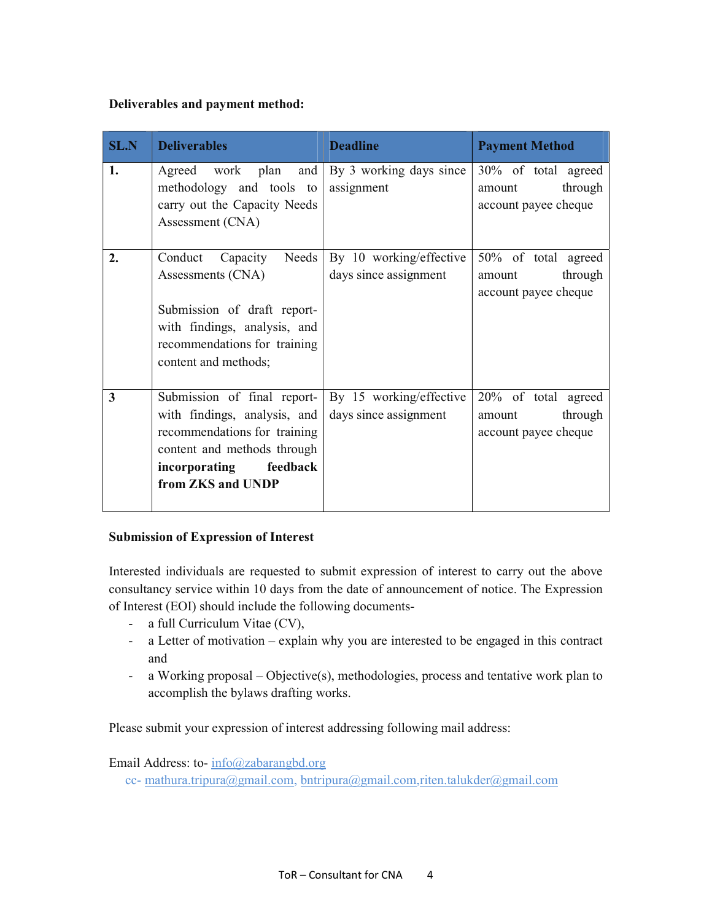**Deliverables and payment method:**

| SL.N | Deliverables | Deadline | Payment Method |
| --- | --- | --- | --- |
| 1. | Agreed work plan and methodology and tools to carry out the Capacity Needs Assessment (CNA) | By 3 working days since assignment | 30% of total agreed amount through account payee cheque |
| 2. | Conduct Capacity Needs Assessments (CNA)<br><br>Submission of draft report- with findings, analysis, and recommendations for training content and methods; | By 10 working/effective days since assignment | 50% of total agreed amount through account payee cheque |
| 3 | Submission of final report- with findings, analysis, and recommendations for training content and methods through **incorporating feedback from ZKS and UNDP** | By 15 working/effective days since assignment | 20% of total agreed amount through account payee cheque |

**Submission of Expression of Interest**

Interested individuals are requested to submit expression of interest to carry out the above consultancy service within 10 days from the date of announcement of notice. The Expression of Interest (EOI) should include the following documents-

- a full Curriculum Vitae (CV),
- a Letter of motivation – explain why you are interested to be engaged in this contract and
- a Working proposal – Objective(s), methodologies, process and tentative work plan to accomplish the bylaws drafting works.

Please submit your expression of interest addressing following mail address:

Email Address: to- info@zabarangbd.org
cc- mathura.tripura@gmail.com, bntripura@gmail.com,riten.talukder@gmail.com